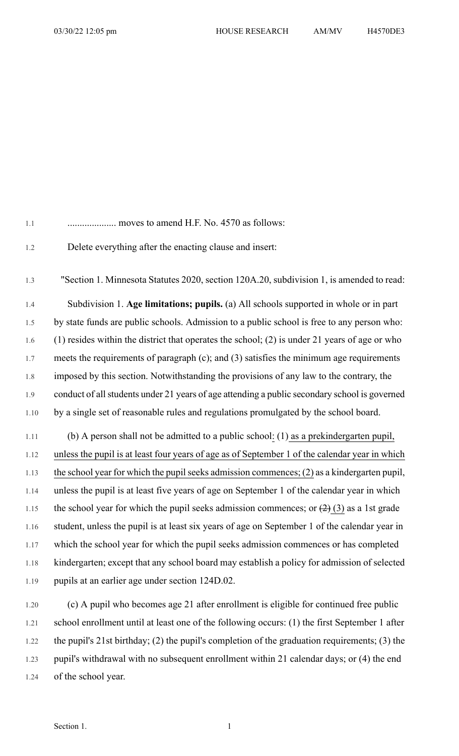.................... moves to amend H.F. No. 4570 as follows:

Delete everything after the enacting clause and insert:

"Section 1. Minnesota Statutes 2020, section 120A.20, subdivision 1, is amended to read:

Subdivision 1. **Age limitations; pupils.** (a) All schools supported in whole or in part by state funds are public schools. Admission to a public school is free to any person who: (1) resides within the district that operates the school; (2) is under 21 years of age or who meets the requirements of paragraph (c); and (3) satisfies the minimum age requirements imposed by this section. Notwithstanding the provisions of any law to the contrary, the conduct of all students under 21 years of age attending a public secondary school is governed by a single set of reasonable rules and regulations promulgated by the school board.

(b) A person shall not be admitted to a public school: (1) as a prekindergarten pupil, unless the pupil is at least four years of age as of September 1 of the calendar year in which the school year for which the pupil seeks admission commences; (2) as a kindergarten pupil, unless the pupil is at least five years of age on September 1 of the calendar year in which the school year for which the pupil seeks admission commences; or ~~(2)~~ (3) as a 1st grade student, unless the pupil is at least six years of age on September 1 of the calendar year in which the school year for which the pupil seeks admission commences or has completed kindergarten; except that any school board may establish a policy for admission of selected pupils at an earlier age under section 124D.02.

(c) A pupil who becomes age 21 after enrollment is eligible for continued free public school enrollment until at least one of the following occurs: (1) the first September 1 after the pupil's 21st birthday; (2) the pupil's completion of the graduation requirements; (3) the pupil's withdrawal with no subsequent enrollment within 21 calendar days; or (4) the end of the school year.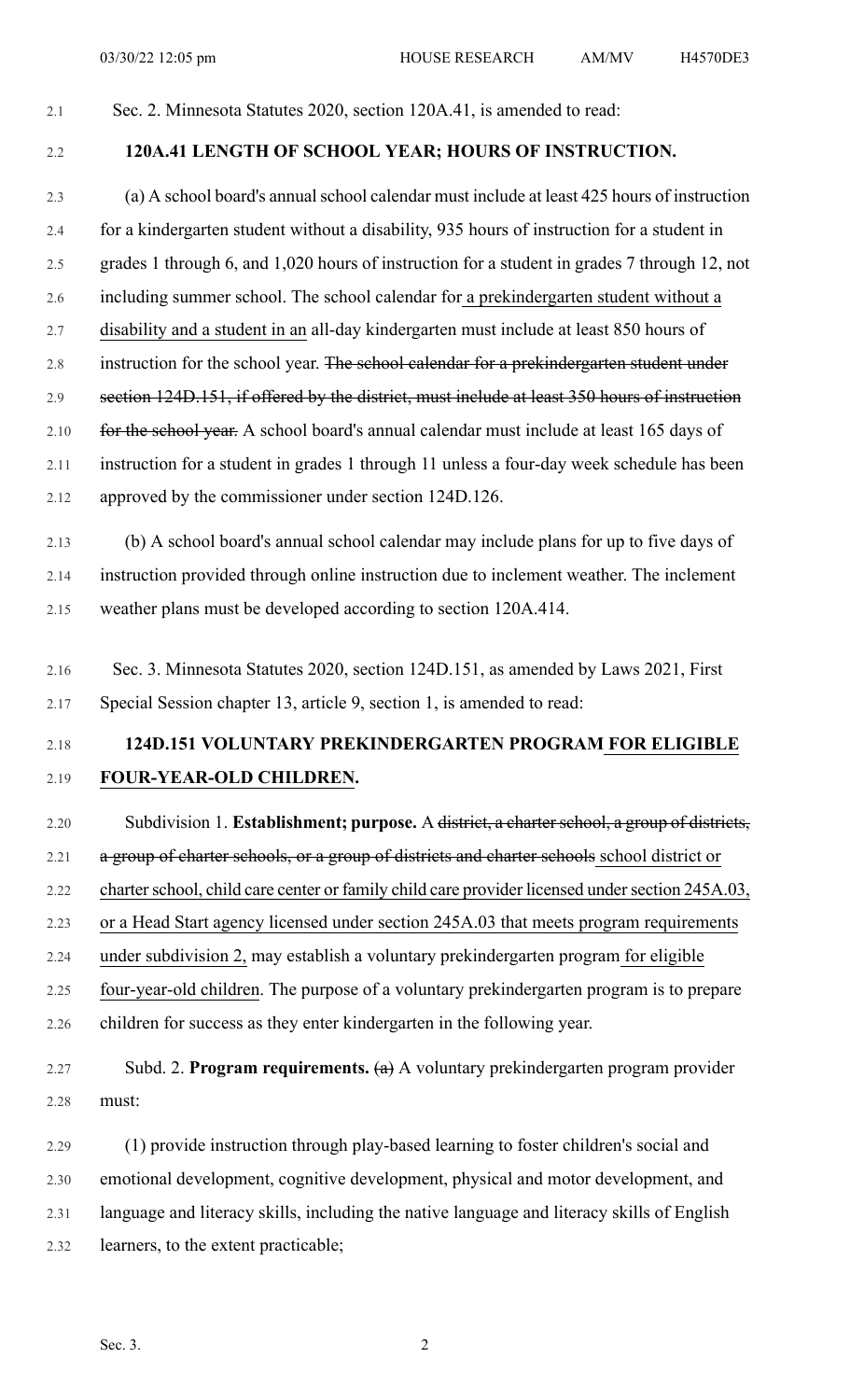Sec. 2. Minnesota Statutes 2020, section 120A.41, is amended to read:

**120A.41 LENGTH OF SCHOOL YEAR; HOURS OF INSTRUCTION.**

(a) A school board's annual school calendar must include at least 425 hours of instruction for a kindergarten student without a disability, 935 hours of instruction for a student in grades 1 through 6, and 1,020 hours of instruction for a student in grades 7 through 12, not including summer school. The school calendar for a prekindergarten student without a disability and a student in an all-day kindergarten must include at least 850 hours of instruction for the school year. ~~The school calendar for a prekindergarten student under section 124D.151, if offered by the district, must include at least 350 hours of instruction for the school year.~~ A school board's annual calendar must include at least 165 days of instruction for a student in grades 1 through 11 unless a four-day week schedule has been approved by the commissioner under section 124D.126.

(b) A school board's annual school calendar may include plans for up to five days of instruction provided through online instruction due to inclement weather. The inclement weather plans must be developed according to section 120A.414.

Sec. 3. Minnesota Statutes 2020, section 124D.151, as amended by Laws 2021, First Special Session chapter 13, article 9, section 1, is amended to read:

**124D.151 VOLUNTARY PREKINDERGARTEN PROGRAM FOR ELIGIBLE FOUR-YEAR-OLD CHILDREN.**

Subdivision 1. **Establishment; purpose.** A ~~district, a charter school, a group of districts, a group of charter schools, or a group of districts and charter schools~~ school district or charter school, child care center or family child care provider licensed under section 245A.03, or a Head Start agency licensed under section 245A.03 that meets program requirements under subdivision 2, may establish a voluntary prekindergarten program for eligible four-year-old children. The purpose of a voluntary prekindergarten program is to prepare children for success as they enter kindergarten in the following year.

Subd. 2. **Program requirements.** ~~(a)~~ A voluntary prekindergarten program provider must:

(1) provide instruction through play-based learning to foster children's social and emotional development, cognitive development, physical and motor development, and language and literacy skills, including the native language and literacy skills of English learners, to the extent practicable;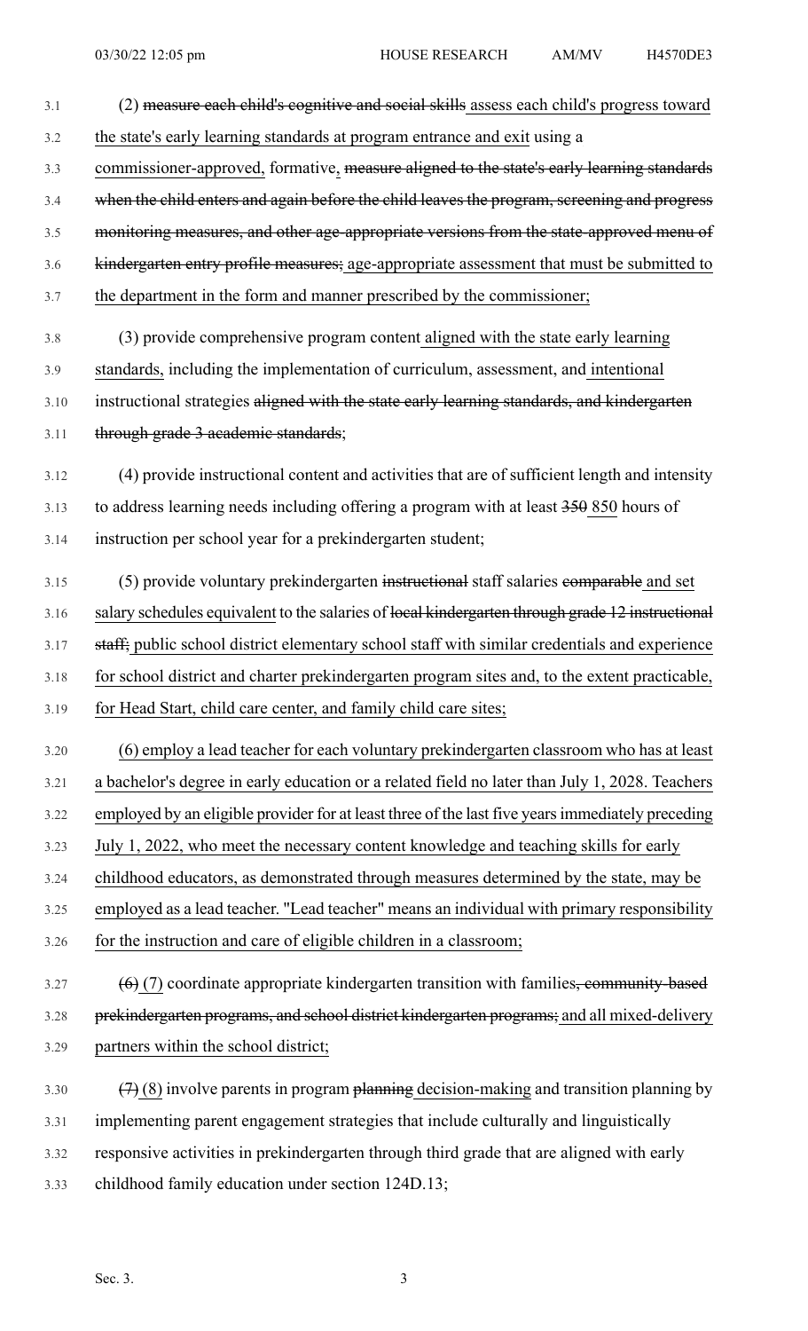(2) ~~measure each child's cognitive and social skills~~ <u>assess each child's progress toward the state's early learning standards at program entrance and exit</u> using a <u>commissioner-approved,</u> formative<u>,</u> ~~measure aligned to the state's early learning standards when the child enters and again before the child leaves the program, screening and progress monitoring measures, and other age-appropriate versions from the state-approved menu of kindergarten entry profile measures;~~ <u>age-appropriate assessment that must be submitted to the department in the form and manner prescribed by the commissioner;</u>

(3) provide comprehensive program content <u>aligned with the state early learning standards,</u> including the implementation of curriculum, assessment, and <u>intentional</u> instructional strategies ~~aligned with the state early learning standards, and kindergarten through grade 3 academic standards~~;

(4) provide instructional content and activities that are of sufficient length and intensity to address learning needs including offering a program with at least ~~350~~ <u>850</u> hours of instruction per school year for a prekindergarten student;

(5) provide voluntary prekindergarten ~~instructional~~ staff salaries ~~comparable~~ <u>and set salary schedules equivalent</u> to the salaries of ~~local kindergarten through grade 12 instructional staff;~~ <u>public school district elementary school staff with similar credentials and experience for school district and charter prekindergarten program sites and, to the extent practicable, for Head Start, child care center, and family child care sites;</u>

<u>(6) employ a lead teacher for each voluntary prekindergarten classroom who has at least a bachelor's degree in early education or a related field no later than July 1, 2028. Teachers employed by an eligible provider for at least three of the last five years immediately preceding July 1, 2022, who meet the necessary content knowledge and teaching skills for early childhood educators, as demonstrated through measures determined by the state, may be employed as a lead teacher. "Lead teacher" means an individual with primary responsibility for the instruction and care of eligible children in a classroom;</u>

~~(6)~~ <u>(7)</u> coordinate appropriate kindergarten transition with families~~, community-based prekindergarten programs, and school district kindergarten programs;~~ <u>and all mixed-delivery partners within the school district;</u>

~~(7)~~ <u>(8)</u> involve parents in program ~~planning~~ <u>decision-making</u> and transition planning by implementing parent engagement strategies that include culturally and linguistically responsive activities in prekindergarten through third grade that are aligned with early childhood family education under section 124D.13;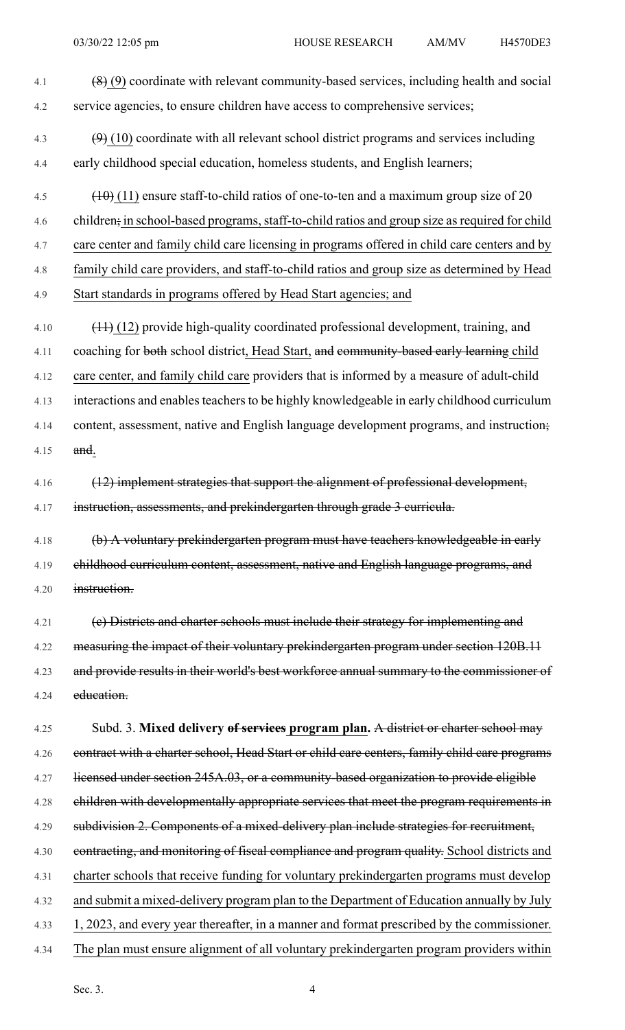(8) (9) coordinate with relevant community-based services, including health and social service agencies, to ensure children have access to comprehensive services;

(9) (10) coordinate with all relevant school district programs and services including early childhood special education, homeless students, and English learners;

(10) (11) ensure staff-to-child ratios of one-to-ten and a maximum group size of 20 children; in school-based programs, staff-to-child ratios and group size as required for child care center and family child care licensing in programs offered in child care centers and by family child care providers, and staff-to-child ratios and group size as determined by Head Start standards in programs offered by Head Start agencies; and

(11) (12) provide high-quality coordinated professional development, training, and coaching for both school district, Head Start, and community-based early learning child care center, and family child care providers that is informed by a measure of adult-child interactions and enables teachers to be highly knowledgeable in early childhood curriculum content, assessment, native and English language development programs, and instruction; and.

~~(12) implement strategies that support the alignment of professional development, instruction, assessments, and prekindergarten through grade 3 curricula.~~

~~(b) A voluntary prekindergarten program must have teachers knowledgeable in early childhood curriculum content, assessment, native and English language programs, and instruction.~~

~~(c) Districts and charter schools must include their strategy for implementing and measuring the impact of their voluntary prekindergarten program under section 120B.11 and provide results in their world's best workforce annual summary to the commissioner of education.~~

Subd. 3. **Mixed delivery ~~of services~~ program plan.** ~~A district or charter school may contract with a charter school, Head Start or child care centers, family child care programs licensed under section 245A.03, or a community-based organization to provide eligible children with developmentally appropriate services that meet the program requirements in subdivision 2. Components of a mixed-delivery plan include strategies for recruitment, contracting, and monitoring of fiscal compliance and program quality.~~ School districts and charter schools that receive funding for voluntary prekindergarten programs must develop and submit a mixed-delivery program plan to the Department of Education annually by July 1, 2023, and every year thereafter, in a manner and format prescribed by the commissioner. The plan must ensure alignment of all voluntary prekindergarten program providers within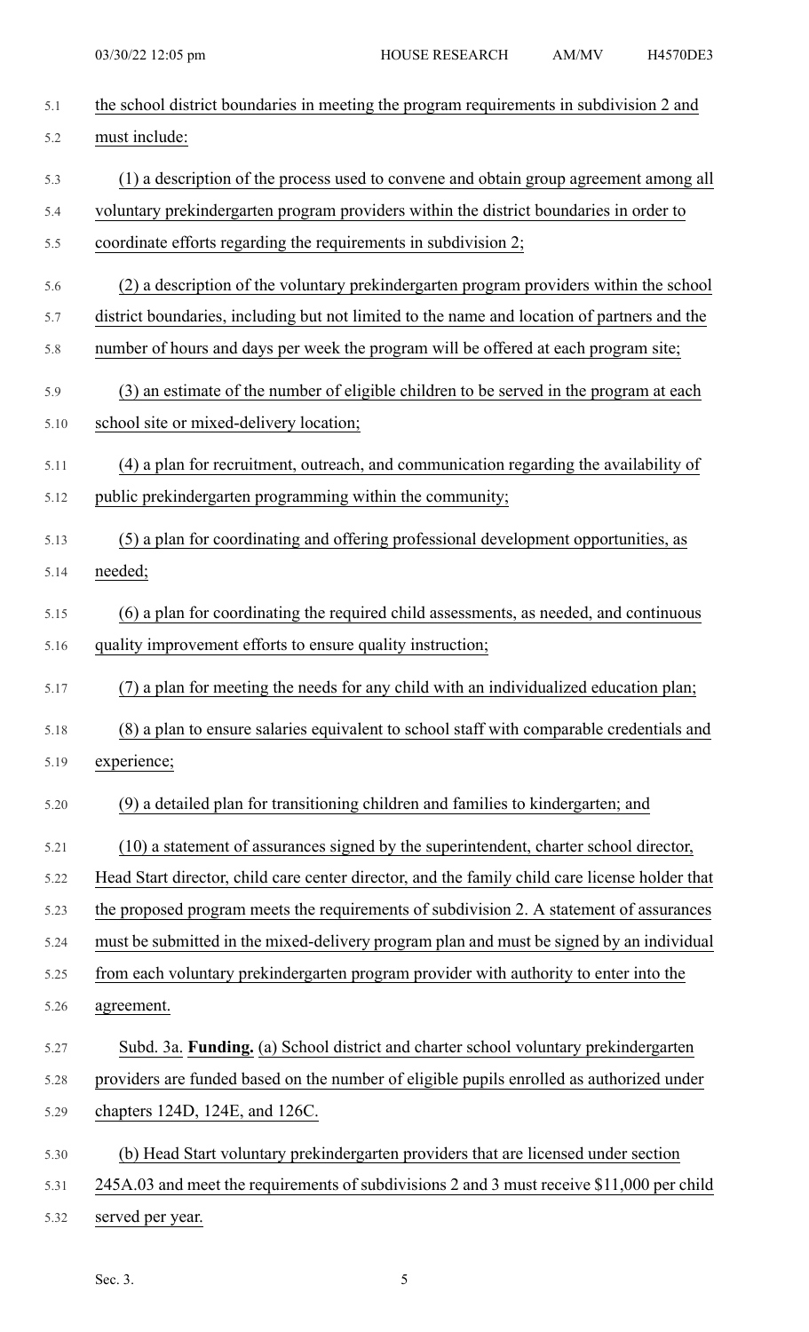the school district boundaries in meeting the program requirements in subdivision 2 and must include:

(1) a description of the process used to convene and obtain group agreement among all voluntary prekindergarten program providers within the district boundaries in order to coordinate efforts regarding the requirements in subdivision 2;

(2) a description of the voluntary prekindergarten program providers within the school district boundaries, including but not limited to the name and location of partners and the number of hours and days per week the program will be offered at each program site;

(3) an estimate of the number of eligible children to be served in the program at each school site or mixed-delivery location;

(4) a plan for recruitment, outreach, and communication regarding the availability of public prekindergarten programming within the community;

(5) a plan for coordinating and offering professional development opportunities, as needed;

(6) a plan for coordinating the required child assessments, as needed, and continuous quality improvement efforts to ensure quality instruction;

(7) a plan for meeting the needs for any child with an individualized education plan;

(8) a plan to ensure salaries equivalent to school staff with comparable credentials and experience;

(9) a detailed plan for transitioning children and families to kindergarten; and

(10) a statement of assurances signed by the superintendent, charter school director, Head Start director, child care center director, and the family child care license holder that the proposed program meets the requirements of subdivision 2. A statement of assurances must be submitted in the mixed-delivery program plan and must be signed by an individual from each voluntary prekindergarten program provider with authority to enter into the agreement.

Subd. 3a. **Funding.** (a) School district and charter school voluntary prekindergarten providers are funded based on the number of eligible pupils enrolled as authorized under chapters 124D, 124E, and 126C.

(b) Head Start voluntary prekindergarten providers that are licensed under section 245A.03 and meet the requirements of subdivisions 2 and 3 must receive $11,000 per child served per year.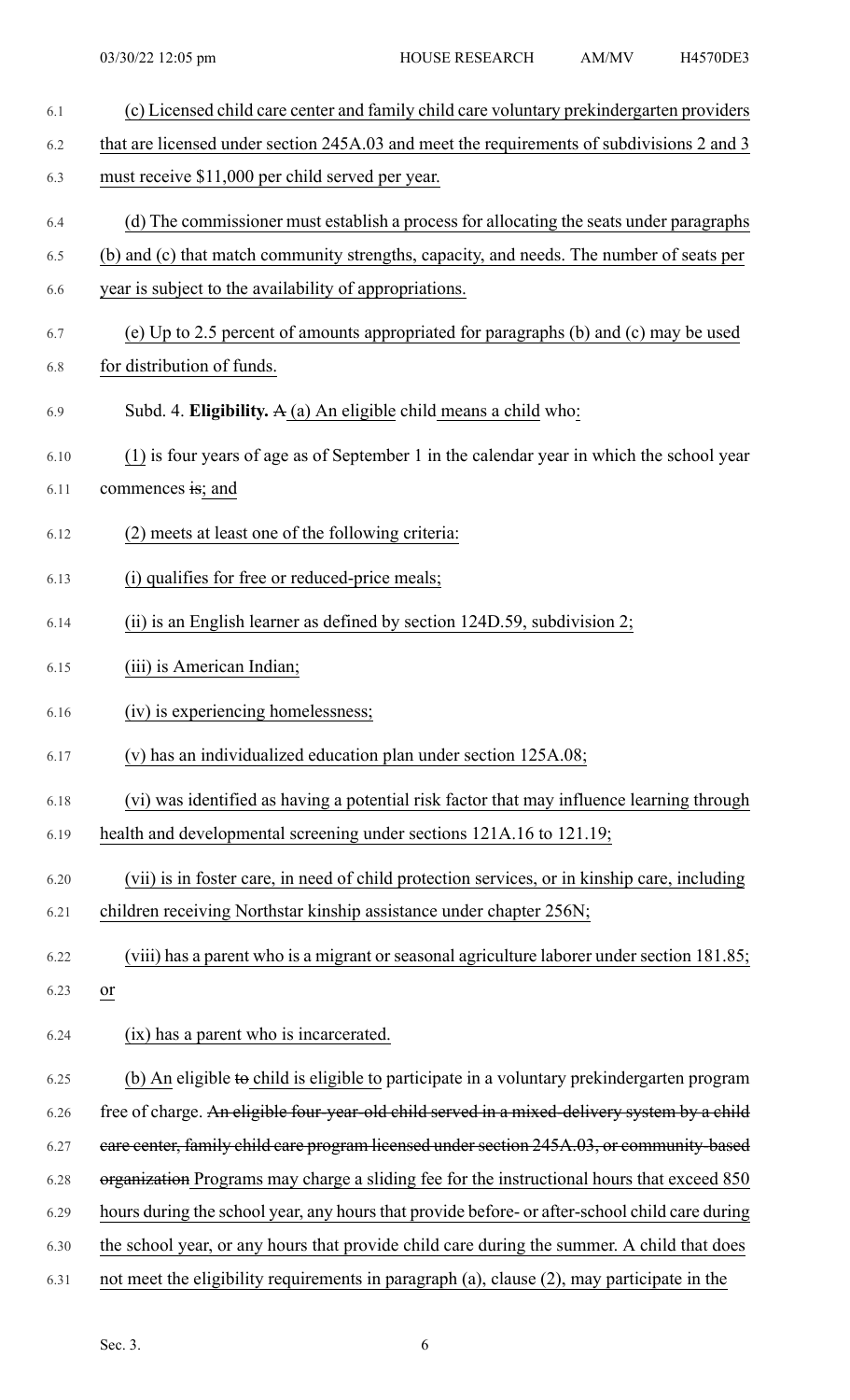(c) Licensed child care center and family child care voluntary prekindergarten providers that are licensed under section 245A.03 and meet the requirements of subdivisions 2 and 3 must receive $11,000 per child served per year.

(d) The commissioner must establish a process for allocating the seats under paragraphs (b) and (c) that match community strengths, capacity, and needs. The number of seats per year is subject to the availability of appropriations.

(e) Up to 2.5 percent of amounts appropriated for paragraphs (b) and (c) may be used for distribution of funds.

Subd. 4. **Eligibility.** ~~A~~ (a) An eligible child means a child who:

(1) is four years of age as of September 1 in the calendar year in which the school year commences ~~is~~; and

(2) meets at least one of the following criteria:

(i) qualifies for free or reduced-price meals;

(ii) is an English learner as defined by section 124D.59, subdivision 2;

(iii) is American Indian;

(iv) is experiencing homelessness;

(v) has an individualized education plan under section 125A.08;

(vi) was identified as having a potential risk factor that may influence learning through health and developmental screening under sections 121A.16 to 121.19;

(vii) is in foster care, in need of child protection services, or in kinship care, including children receiving Northstar kinship assistance under chapter 256N;

(viii) has a parent who is a migrant or seasonal agriculture laborer under section 181.85; or

(ix) has a parent who is incarcerated.

(b) An eligible ~~to~~ child is eligible to participate in a voluntary prekindergarten program free of charge. ~~An eligible four-year-old child served in a mixed-delivery system by a child care center, family child care program licensed under section 245A.03, or community-based organization~~ Programs may charge a sliding fee for the instructional hours that exceed 850 hours during the school year, any hours that provide before- or after-school child care during the school year, or any hours that provide child care during the summer. A child that does not meet the eligibility requirements in paragraph (a), clause (2), may participate in the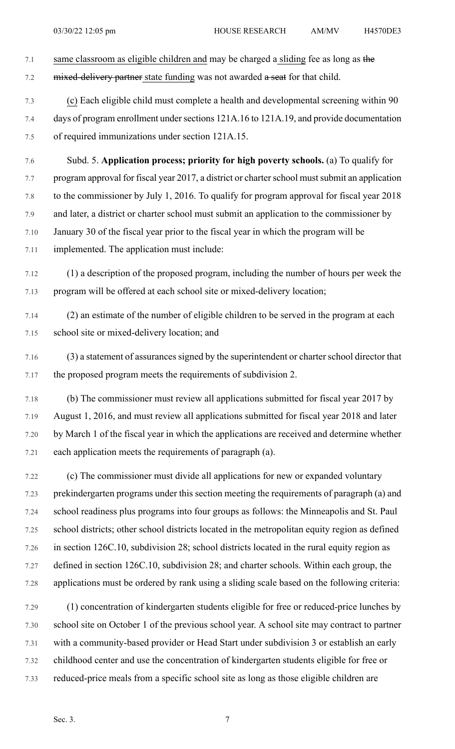same classroom as eligible children and may be charged a sliding fee as long as the mixed-delivery partner state funding was not awarded a seat for that child.

(c) Each eligible child must complete a health and developmental screening within 90 days of program enrollment under sections 121A.16 to 121A.19, and provide documentation of required immunizations under section 121A.15.

Subd. 5. **Application process; priority for high poverty schools.** (a) To qualify for program approval for fiscal year 2017, a district or charter school must submit an application to the commissioner by July 1, 2016. To qualify for program approval for fiscal year 2018 and later, a district or charter school must submit an application to the commissioner by January 30 of the fiscal year prior to the fiscal year in which the program will be implemented. The application must include:

(1) a description of the proposed program, including the number of hours per week the program will be offered at each school site or mixed-delivery location;

(2) an estimate of the number of eligible children to be served in the program at each school site or mixed-delivery location; and

(3) a statement of assurances signed by the superintendent or charter school director that the proposed program meets the requirements of subdivision 2.

(b) The commissioner must review all applications submitted for fiscal year 2017 by August 1, 2016, and must review all applications submitted for fiscal year 2018 and later by March 1 of the fiscal year in which the applications are received and determine whether each application meets the requirements of paragraph (a).

(c) The commissioner must divide all applications for new or expanded voluntary prekindergarten programs under this section meeting the requirements of paragraph (a) and school readiness plus programs into four groups as follows: the Minneapolis and St. Paul school districts; other school districts located in the metropolitan equity region as defined in section 126C.10, subdivision 28; school districts located in the rural equity region as defined in section 126C.10, subdivision 28; and charter schools. Within each group, the applications must be ordered by rank using a sliding scale based on the following criteria:

(1) concentration of kindergarten students eligible for free or reduced-price lunches by school site on October 1 of the previous school year. A school site may contract to partner with a community-based provider or Head Start under subdivision 3 or establish an early childhood center and use the concentration of kindergarten students eligible for free or reduced-price meals from a specific school site as long as those eligible children are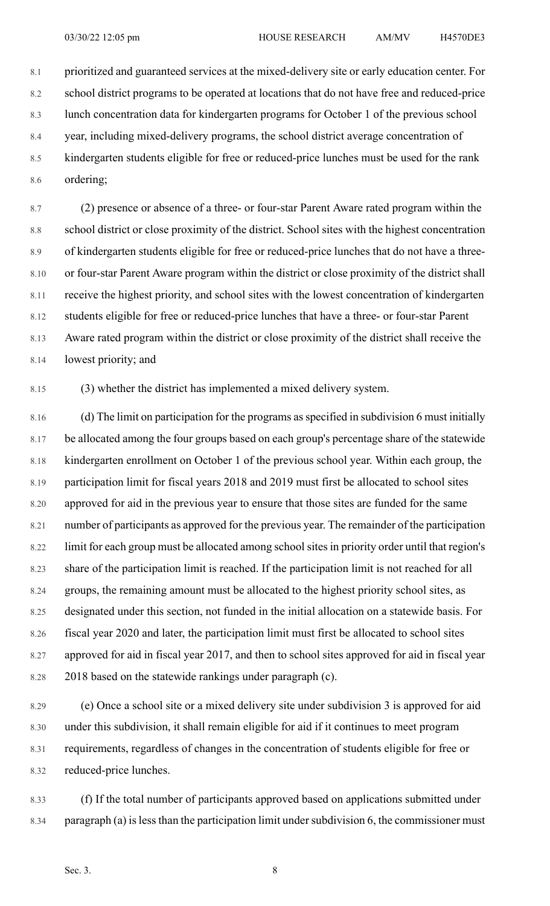prioritized and guaranteed services at the mixed-delivery site or early education center. For school district programs to be operated at locations that do not have free and reduced-price lunch concentration data for kindergarten programs for October 1 of the previous school year, including mixed-delivery programs, the school district average concentration of kindergarten students eligible for free or reduced-price lunches must be used for the rank ordering;

(2) presence or absence of a three- or four-star Parent Aware rated program within the school district or close proximity of the district. School sites with the highest concentration of kindergarten students eligible for free or reduced-price lunches that do not have a three- or four-star Parent Aware program within the district or close proximity of the district shall receive the highest priority, and school sites with the lowest concentration of kindergarten students eligible for free or reduced-price lunches that have a three- or four-star Parent Aware rated program within the district or close proximity of the district shall receive the lowest priority; and

(3) whether the district has implemented a mixed delivery system.

(d) The limit on participation for the programs as specified in subdivision 6 must initially be allocated among the four groups based on each group's percentage share of the statewide kindergarten enrollment on October 1 of the previous school year. Within each group, the participation limit for fiscal years 2018 and 2019 must first be allocated to school sites approved for aid in the previous year to ensure that those sites are funded for the same number of participants as approved for the previous year. The remainder of the participation limit for each group must be allocated among school sites in priority order until that region's share of the participation limit is reached. If the participation limit is not reached for all groups, the remaining amount must be allocated to the highest priority school sites, as designated under this section, not funded in the initial allocation on a statewide basis. For fiscal year 2020 and later, the participation limit must first be allocated to school sites approved for aid in fiscal year 2017, and then to school sites approved for aid in fiscal year 2018 based on the statewide rankings under paragraph (c).

(e) Once a school site or a mixed delivery site under subdivision 3 is approved for aid under this subdivision, it shall remain eligible for aid if it continues to meet program requirements, regardless of changes in the concentration of students eligible for free or reduced-price lunches.

(f) If the total number of participants approved based on applications submitted under paragraph (a) is less than the participation limit under subdivision 6, the commissioner must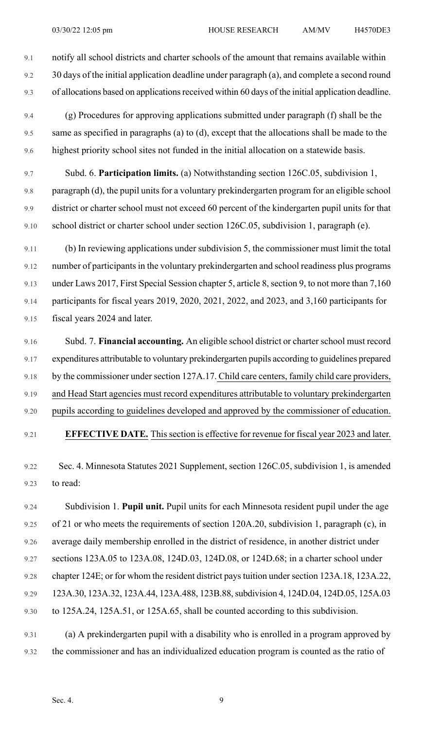notify all school districts and charter schools of the amount that remains available within 30 days of the initial application deadline under paragraph (a), and complete a second round of allocations based on applications received within 60 days of the initial application deadline.

(g) Procedures for approving applications submitted under paragraph (f) shall be the same as specified in paragraphs (a) to (d), except that the allocations shall be made to the highest priority school sites not funded in the initial allocation on a statewide basis.

Subd. 6. **Participation limits.** (a) Notwithstanding section 126C.05, subdivision 1, paragraph (d), the pupil units for a voluntary prekindergarten program for an eligible school district or charter school must not exceed 60 percent of the kindergarten pupil units for that school district or charter school under section 126C.05, subdivision 1, paragraph (e).

(b) In reviewing applications under subdivision 5, the commissioner must limit the total number of participants in the voluntary prekindergarten and school readiness plus programs under Laws 2017, First Special Session chapter 5, article 8, section 9, to not more than 7,160 participants for fiscal years 2019, 2020, 2021, 2022, and 2023, and 3,160 participants for fiscal years 2024 and later.

Subd. 7. **Financial accounting.** An eligible school district or charter school must record expenditures attributable to voluntary prekindergarten pupils according to guidelines prepared by the commissioner under section 127A.17. Child care centers, family child care providers, and Head Start agencies must record expenditures attributable to voluntary prekindergarten pupils according to guidelines developed and approved by the commissioner of education.

**EFFECTIVE DATE.** This section is effective for revenue for fiscal year 2023 and later.

Sec. 4. Minnesota Statutes 2021 Supplement, section 126C.05, subdivision 1, is amended to read:

Subdivision 1. **Pupil unit.** Pupil units for each Minnesota resident pupil under the age of 21 or who meets the requirements of section 120A.20, subdivision 1, paragraph (c), in average daily membership enrolled in the district of residence, in another district under sections 123A.05 to 123A.08, 124D.03, 124D.08, or 124D.68; in a charter school under chapter 124E; or for whom the resident district pays tuition under section 123A.18, 123A.22, 123A.30, 123A.32, 123A.44, 123A.488, 123B.88, subdivision 4, 124D.04, 124D.05, 125A.03 to 125A.24, 125A.51, or 125A.65, shall be counted according to this subdivision.

(a) A prekindergarten pupil with a disability who is enrolled in a program approved by the commissioner and has an individualized education program is counted as the ratio of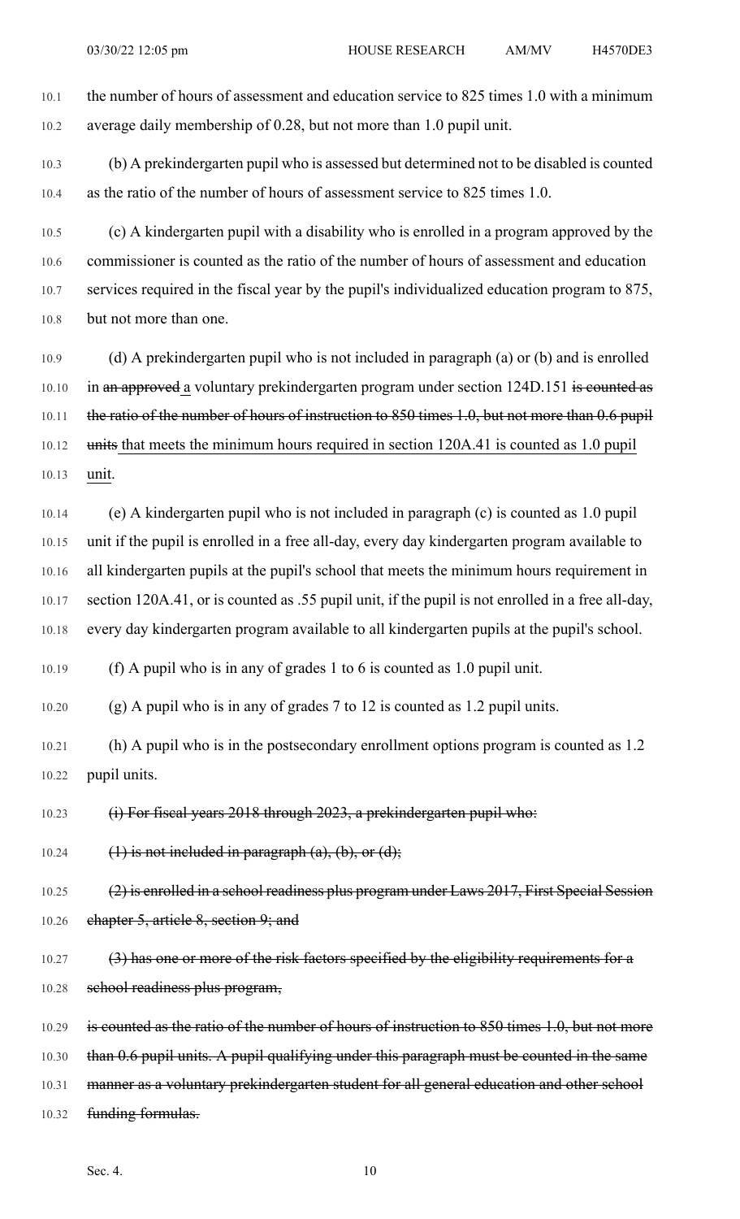the number of hours of assessment and education service to 825 times 1.0 with a minimum average daily membership of 0.28, but not more than 1.0 pupil unit.

(b) A prekindergarten pupil who is assessed but determined not to be disabled is counted as the ratio of the number of hours of assessment service to 825 times 1.0.

(c) A kindergarten pupil with a disability who is enrolled in a program approved by the commissioner is counted as the ratio of the number of hours of assessment and education services required in the fiscal year by the pupil's individualized education program to 875, but not more than one.

(d) A prekindergarten pupil who is not included in paragraph (a) or (b) and is enrolled in ~~an approved~~ a voluntary prekindergarten program under section 124D.151 ~~is counted as the ratio of the number of hours of instruction to 850 times 1.0, but not more than 0.6 pupil units~~ that meets the minimum hours required in section 120A.41 is counted as 1.0 pupil unit.

(e) A kindergarten pupil who is not included in paragraph (c) is counted as 1.0 pupil unit if the pupil is enrolled in a free all-day, every day kindergarten program available to all kindergarten pupils at the pupil's school that meets the minimum hours requirement in section 120A.41, or is counted as .55 pupil unit, if the pupil is not enrolled in a free all-day, every day kindergarten program available to all kindergarten pupils at the pupil's school.

(f) A pupil who is in any of grades 1 to 6 is counted as 1.0 pupil unit.

(g) A pupil who is in any of grades 7 to 12 is counted as 1.2 pupil units.

(h) A pupil who is in the postsecondary enrollment options program is counted as 1.2 pupil units.

~~(i) For fiscal years 2018 through 2023, a prekindergarten pupil who:~~

~~(1) is not included in paragraph (a), (b), or (d);~~

~~(2) is enrolled in a school readiness plus program under Laws 2017, First Special Session chapter 5, article 8, section 9; and~~

~~(3) has one or more of the risk factors specified by the eligibility requirements for a school readiness plus program,~~

~~is counted as the ratio of the number of hours of instruction to 850 times 1.0, but not more than 0.6 pupil units. A pupil qualifying under this paragraph must be counted in the same manner as a voluntary prekindergarten student for all general education and other school funding formulas.~~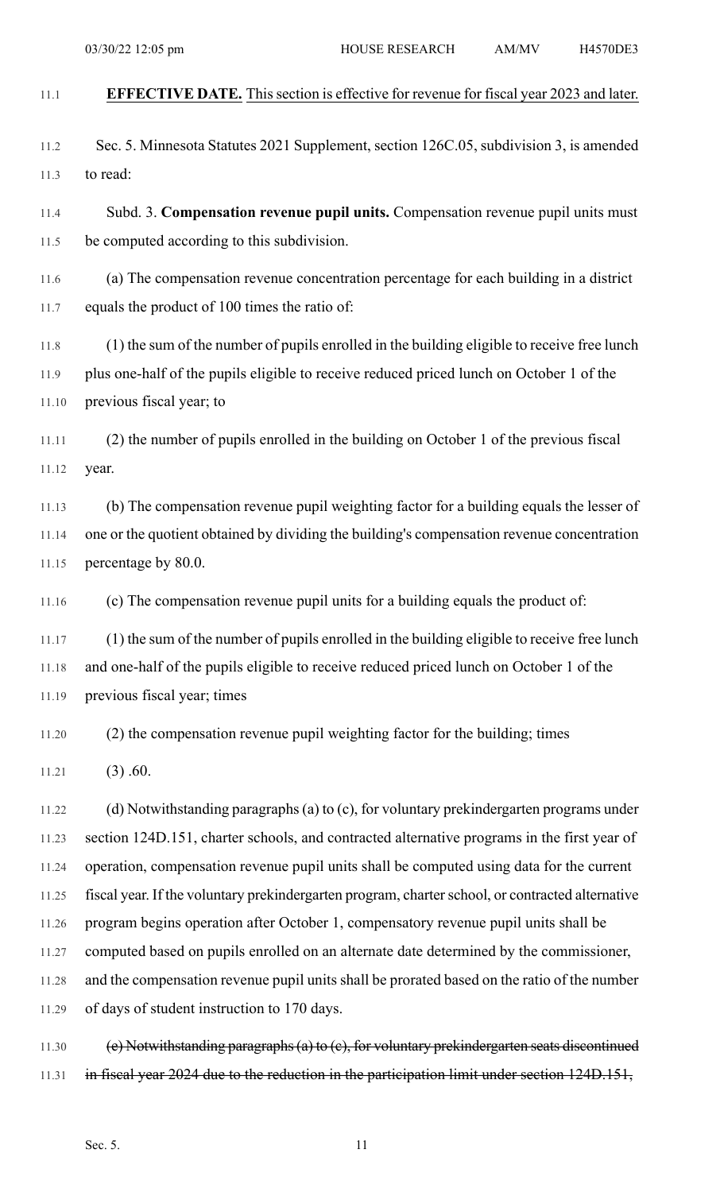**EFFECTIVE DATE.** This section is effective for revenue for fiscal year 2023 and later.

Sec. 5. Minnesota Statutes 2021 Supplement, section 126C.05, subdivision 3, is amended to read:

Subd. 3. **Compensation revenue pupil units.** Compensation revenue pupil units must be computed according to this subdivision.

(a) The compensation revenue concentration percentage for each building in a district equals the product of 100 times the ratio of:

(1) the sum of the number of pupils enrolled in the building eligible to receive free lunch plus one-half of the pupils eligible to receive reduced priced lunch on October 1 of the previous fiscal year; to

(2) the number of pupils enrolled in the building on October 1 of the previous fiscal year.

(b) The compensation revenue pupil weighting factor for a building equals the lesser of one or the quotient obtained by dividing the building's compensation revenue concentration percentage by 80.0.

(c) The compensation revenue pupil units for a building equals the product of:

(1) the sum of the number of pupils enrolled in the building eligible to receive free lunch and one-half of the pupils eligible to receive reduced priced lunch on October 1 of the previous fiscal year; times

(2) the compensation revenue pupil weighting factor for the building; times

(3) .60.

(d) Notwithstanding paragraphs (a) to (c), for voluntary prekindergarten programs under section 124D.151, charter schools, and contracted alternative programs in the first year of operation, compensation revenue pupil units shall be computed using data for the current fiscal year. If the voluntary prekindergarten program, charter school, or contracted alternative program begins operation after October 1, compensatory revenue pupil units shall be computed based on pupils enrolled on an alternate date determined by the commissioner, and the compensation revenue pupil units shall be prorated based on the ratio of the number of days of student instruction to 170 days.

~~(e) Notwithstanding paragraphs (a) to (c), for voluntary prekindergarten seats discontinued in fiscal year 2024 due to the reduction in the participation limit under section 124D.151,~~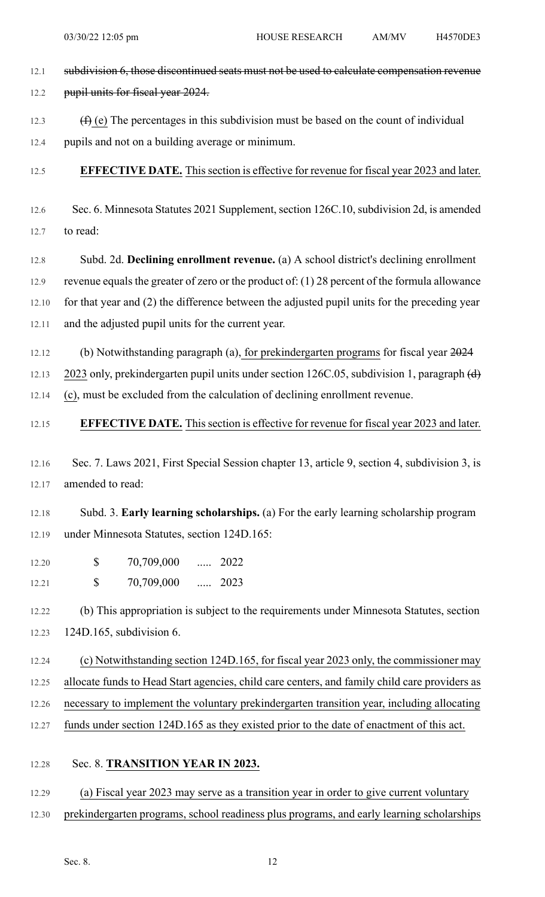~~subdivision 6, those discontinued seats must not be used to calculate compensation revenue pupil units for fiscal year 2024.~~

~~(f)~~ (e) The percentages in this subdivision must be based on the count of individual pupils and not on a building average or minimum.

**EFFECTIVE DATE.** This section is effective for revenue for fiscal year 2023 and later.

Sec. 6. Minnesota Statutes 2021 Supplement, section 126C.10, subdivision 2d, is amended to read:

Subd. 2d. **Declining enrollment revenue.** (a) A school district's declining enrollment revenue equals the greater of zero or the product of: (1) 28 percent of the formula allowance for that year and (2) the difference between the adjusted pupil units for the preceding year and the adjusted pupil units for the current year.

(b) Notwithstanding paragraph (a), for prekindergarten programs for fiscal year ~~2024~~ 2023 only, prekindergarten pupil units under section 126C.05, subdivision 1, paragraph ~~(d)~~ (c), must be excluded from the calculation of declining enrollment revenue.

**EFFECTIVE DATE.** This section is effective for revenue for fiscal year 2023 and later.

Sec. 7. Laws 2021, First Special Session chapter 13, article 9, section 4, subdivision 3, is amended to read:

Subd. 3. **Early learning scholarships.** (a) For the early learning scholarship program under Minnesota Statutes, section 124D.165:

| | | | |
|---|---|---|---|
| $ | 70,709,000 | ..... | 2022 |
| $ | 70,709,000 | ..... | 2023 |

(b) This appropriation is subject to the requirements under Minnesota Statutes, section 124D.165, subdivision 6.

(c) Notwithstanding section 124D.165, for fiscal year 2023 only, the commissioner may allocate funds to Head Start agencies, child care centers, and family child care providers as necessary to implement the voluntary prekindergarten transition year, including allocating funds under section 124D.165 as they existed prior to the date of enactment of this act.

Sec. 8. **TRANSITION YEAR IN 2023.**

(a) Fiscal year 2023 may serve as a transition year in order to give current voluntary prekindergarten programs, school readiness plus programs, and early learning scholarships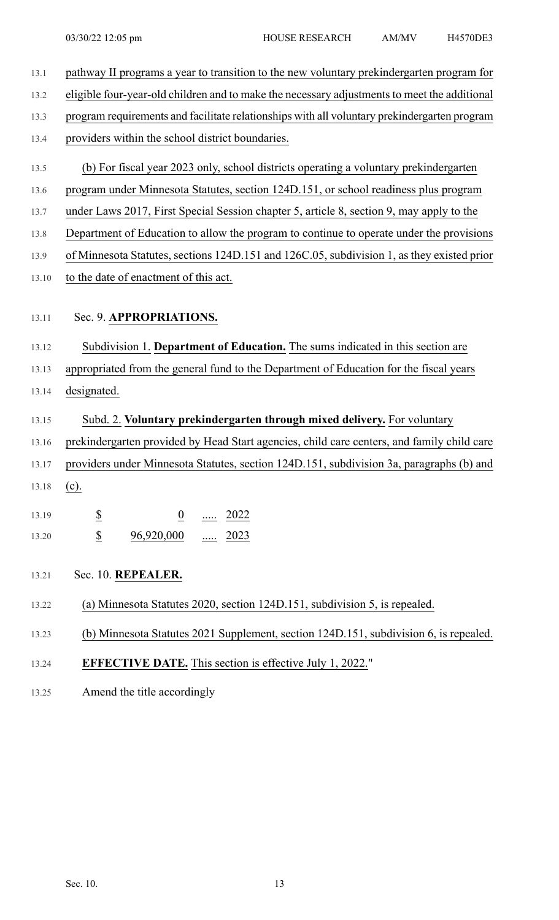pathway II programs a year to transition to the new voluntary prekindergarten program for eligible four-year-old children and to make the necessary adjustments to meet the additional program requirements and facilitate relationships with all voluntary prekindergarten program providers within the school district boundaries.

(b) For fiscal year 2023 only, school districts operating a voluntary prekindergarten program under Minnesota Statutes, section 124D.151, or school readiness plus program under Laws 2017, First Special Session chapter 5, article 8, section 9, may apply to the Department of Education to allow the program to continue to operate under the provisions of Minnesota Statutes, sections 124D.151 and 126C.05, subdivision 1, as they existed prior to the date of enactment of this act.

Sec. 9. **APPROPRIATIONS.**

Subdivision 1. **Department of Education.** The sums indicated in this section are appropriated from the general fund to the Department of Education for the fiscal years designated.

Subd. 2. **Voluntary prekindergarten through mixed delivery.** For voluntary prekindergarten provided by Head Start agencies, child care centers, and family child care providers under Minnesota Statutes, section 124D.151, subdivision 3a, paragraphs (b) and (c).

$ 0 ..... 2022
$ 96,920,000 ..... 2023

Sec. 10. **REPEALER.**

(a) Minnesota Statutes 2020, section 124D.151, subdivision 5, is repealed.

(b) Minnesota Statutes 2021 Supplement, section 124D.151, subdivision 6, is repealed.

**EFFECTIVE DATE.** This section is effective July 1, 2022."

Amend the title accordingly